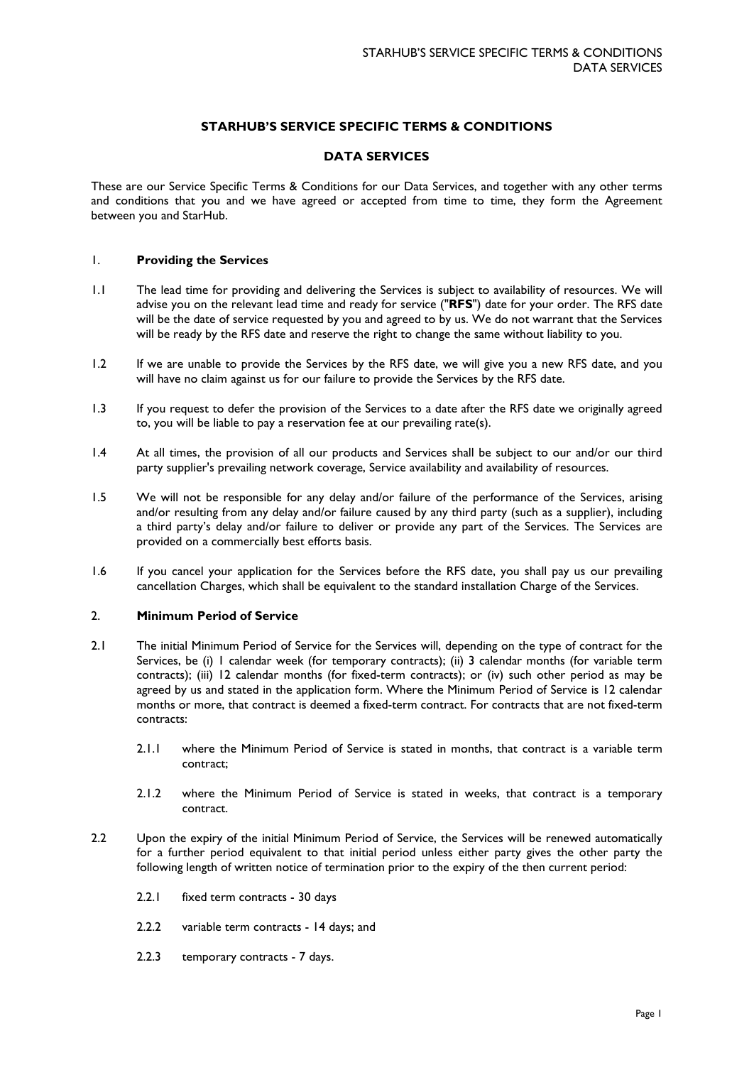# STARHUB'S SERVICE SPECIFIC TERMS & CONDITIONS

## DATA SERVICES

These are our Service Specific Terms & Conditions for our Data Services, and together with any other terms and conditions that you and we have agreed or accepted from time to time, they form the Agreement between you and StarHub.

### 1. Providing the Services

1.1 The lead time for providing and delivering the Services is subject to availability of resources. We will advise you on the relevant lead time and ready for service ("**RFS**") date for your order. The RFS date will be the date of service requested by you and agreed to by us. We do not warrant that the Services will be ready by the RFS date and reserve the right to change the same without liability to you.

1.2 If we are unable to provide the Services by the RFS date, we will give you a new RFS date, and you will have no claim against us for our failure to provide the Services by the RFS date.

1.3 If you request to defer the provision of the Services to a date after the RFS date we originally agreed to, you will be liable to pay a reservation fee at our prevailing rate(s).

1.4 At all times, the provision of all our products and Services shall be subject to our and/or our third party supplier's prevailing network coverage, Service availability and availability of resources.

1.5 We will not be responsible for any delay and/or failure of the performance of the Services, arising and/or resulting from any delay and/or failure caused by any third party (such as a supplier), including a third party's delay and/or failure to deliver or provide any part of the Services. The Services are provided on a commercially best efforts basis.

1.6 If you cancel your application for the Services before the RFS date, you shall pay us our prevailing cancellation Charges, which shall be equivalent to the standard installation Charge of the Services.

### 2. Minimum Period of Service

2.1 The initial Minimum Period of Service for the Services will, depending on the type of contract for the Services, be (i) 1 calendar week (for temporary contracts); (ii) 3 calendar months (for variable term contracts); (iii) 12 calendar months (for fixed-term contracts); or (iv) such other period as may be agreed by us and stated in the application form. Where the Minimum Period of Service is 12 calendar months or more, that contract is deemed a fixed-term contract. For contracts that are not fixed-term contracts:

2.1.1 where the Minimum Period of Service is stated in months, that contract is a variable term contract;

2.1.2 where the Minimum Period of Service is stated in weeks, that contract is a temporary contract.

2.2 Upon the expiry of the initial Minimum Period of Service, the Services will be renewed automatically for a further period equivalent to that initial period unless either party gives the other party the following length of written notice of termination prior to the expiry of the then current period:

2.2.1 fixed term contracts - 30 days

2.2.2 variable term contracts - 14 days; and

2.2.3 temporary contracts - 7 days.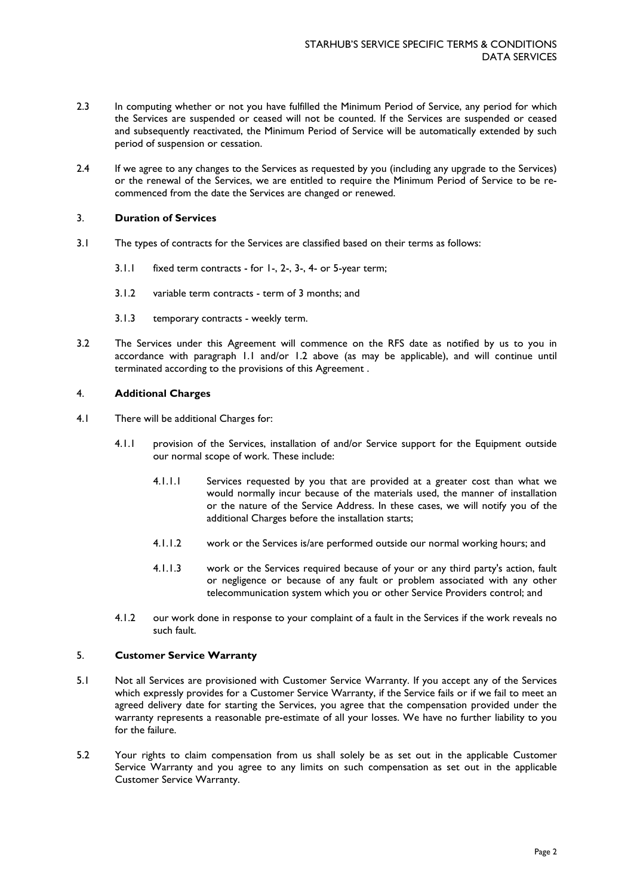2.3 In computing whether or not you have fulfilled the Minimum Period of Service, any period for which the Services are suspended or ceased will not be counted. If the Services are suspended or ceased and subsequently reactivated, the Minimum Period of Service will be automatically extended by such period of suspension or cessation.

2.4 If we agree to any changes to the Services as requested by you (including any upgrade to the Services) or the renewal of the Services, we are entitled to require the Minimum Period of Service to be re-commenced from the date the Services are changed or renewed.

### 3. **Duration of Services**

3.1 The types of contracts for the Services are classified based on their terms as follows:

- 3.1.1 fixed term contracts - for 1-, 2-, 3-, 4- or 5-year term;
- 3.1.2 variable term contracts - term of 3 months; and
- 3.1.3 temporary contracts - weekly term.

3.2 The Services under this Agreement will commence on the RFS date as notified by us to you in accordance with paragraph 1.1 and/or 1.2 above (as may be applicable), and will continue until terminated according to the provisions of this Agreement .

### 4. **Additional Charges**

4.1 There will be additional Charges for:

- 4.1.1 provision of the Services, installation of and/or Service support for the Equipment outside our normal scope of work. These include:
  - 4.1.1.1 Services requested by you that are provided at a greater cost than what we would normally incur because of the materials used, the manner of installation or the nature of the Service Address. In these cases, we will notify you of the additional Charges before the installation starts;
  - 4.1.1.2 work or the Services is/are performed outside our normal working hours; and
  - 4.1.1.3 work or the Services required because of your or any third party's action, fault or negligence or because of any fault or problem associated with any other telecommunication system which you or other Service Providers control; and
- 4.1.2 our work done in response to your complaint of a fault in the Services if the work reveals no such fault.

### 5. **Customer Service Warranty**

5.1 Not all Services are provisioned with Customer Service Warranty. If you accept any of the Services which expressly provides for a Customer Service Warranty, if the Service fails or if we fail to meet an agreed delivery date for starting the Services, you agree that the compensation provided under the warranty represents a reasonable pre-estimate of all your losses. We have no further liability to you for the failure.

5.2 Your rights to claim compensation from us shall solely be as set out in the applicable Customer Service Warranty and you agree to any limits on such compensation as set out in the applicable Customer Service Warranty.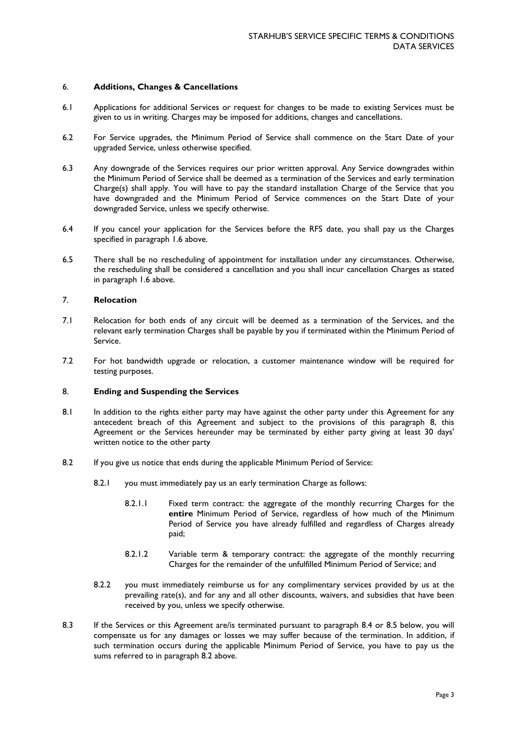## 6. **Additions, Changes & Cancellations**

6.1 Applications for additional Services or request for changes to be made to existing Services must be given to us in writing. Charges may be imposed for additions, changes and cancellations.

6.2 For Service upgrades, the Minimum Period of Service shall commence on the Start Date of your upgraded Service, unless otherwise specified.

6.3 Any downgrade of the Services requires our prior written approval. Any Service downgrades within the Minimum Period of Service shall be deemed as a termination of the Services and early termination Charge(s) shall apply. You will have to pay the standard installation Charge of the Service that you have downgraded and the Minimum Period of Service commences on the Start Date of your downgraded Service, unless we specify otherwise.

6.4 If you cancel your application for the Services before the RFS date, you shall pay us the Charges specified in paragraph 1.6 above.

6.5 There shall be no rescheduling of appointment for installation under any circumstances. Otherwise, the rescheduling shall be considered a cancellation and you shall incur cancellation Charges as stated in paragraph 1.6 above.

## 7. **Relocation**

7.1 Relocation for both ends of any circuit will be deemed as a termination of the Services, and the relevant early termination Charges shall be payable by you if terminated within the Minimum Period of Service.

7.2 For hot bandwidth upgrade or relocation, a customer maintenance window will be required for testing purposes.

## 8. **Ending and Suspending the Services**

8.1 In addition to the rights either party may have against the other party under this Agreement for any antecedent breach of this Agreement and subject to the provisions of this paragraph 8, this Agreement or the Services hereunder may be terminated by either party giving at least 30 days' written notice to the other party

8.2 If you give us notice that ends during the applicable Minimum Period of Service:

8.2.1 you must immediately pay us an early termination Charge as follows:

8.2.1.1 Fixed term contract: the aggregate of the monthly recurring Charges for the **entire** Minimum Period of Service, regardless of how much of the Minimum Period of Service you have already fulfilled and regardless of Charges already paid;

8.2.1.2 Variable term & temporary contract: the aggregate of the monthly recurring Charges for the remainder of the unfulfilled Minimum Period of Service; and

8.2.2 you must immediately reimburse us for any complimentary services provided by us at the prevailing rate(s), and for any and all other discounts, waivers, and subsidies that have been received by you, unless we specify otherwise.

8.3 If the Services or this Agreement are/is terminated pursuant to paragraph 8.4 or 8.5 below, you will compensate us for any damages or losses we may suffer because of the termination. In addition, if such termination occurs during the applicable Minimum Period of Service, you have to pay us the sums referred to in paragraph 8.2 above.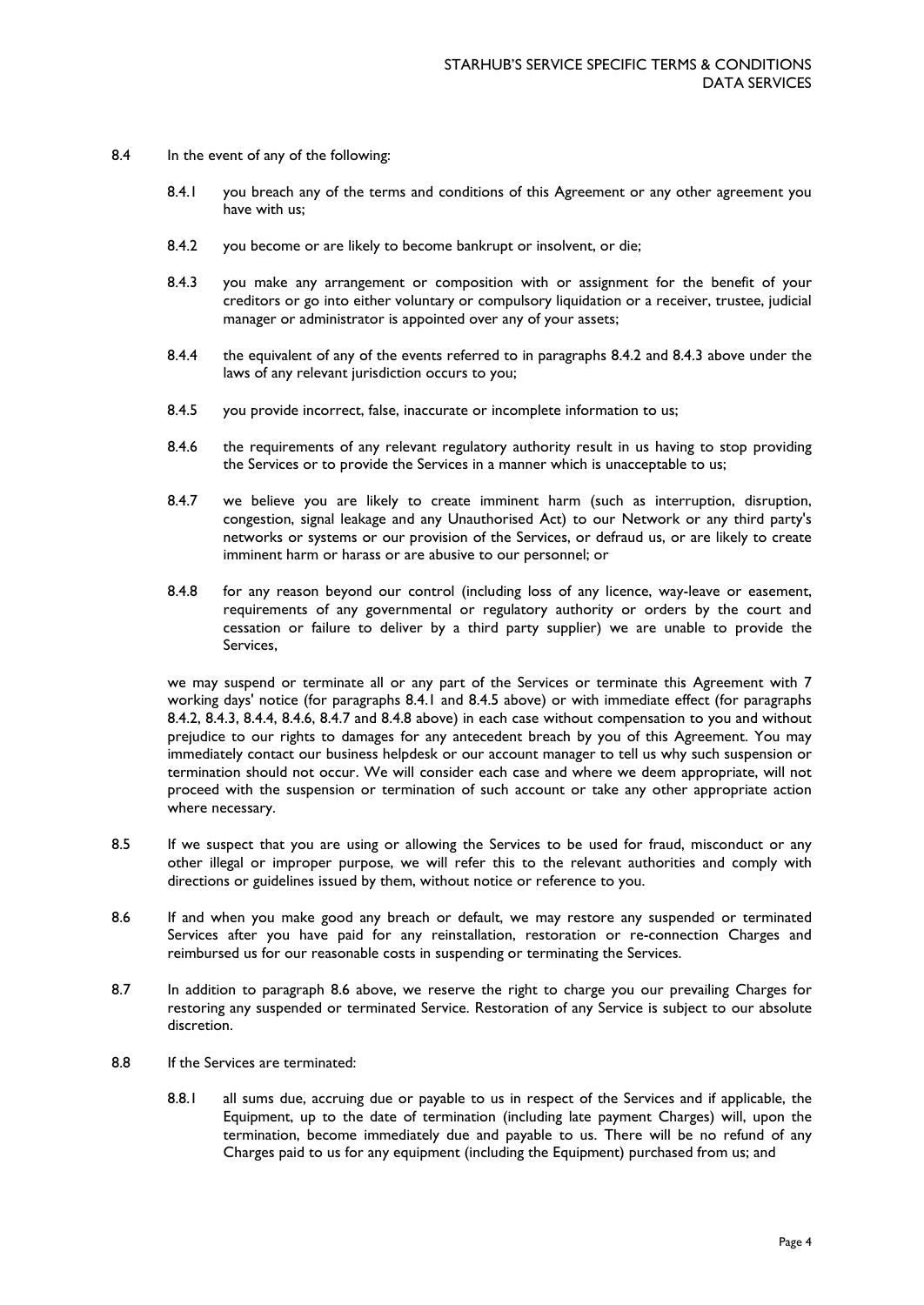8.4 In the event of any of the following:

8.4.1 you breach any of the terms and conditions of this Agreement or any other agreement you have with us;

8.4.2 you become or are likely to become bankrupt or insolvent, or die;

8.4.3 you make any arrangement or composition with or assignment for the benefit of your creditors or go into either voluntary or compulsory liquidation or a receiver, trustee, judicial manager or administrator is appointed over any of your assets;

8.4.4 the equivalent of any of the events referred to in paragraphs 8.4.2 and 8.4.3 above under the laws of any relevant jurisdiction occurs to you;

8.4.5 you provide incorrect, false, inaccurate or incomplete information to us;

8.4.6 the requirements of any relevant regulatory authority result in us having to stop providing the Services or to provide the Services in a manner which is unacceptable to us;

8.4.7 we believe you are likely to create imminent harm (such as interruption, disruption, congestion, signal leakage and any Unauthorised Act) to our Network or any third party's networks or systems or our provision of the Services, or defraud us, or are likely to create imminent harm or harass or are abusive to our personnel; or

8.4.8 for any reason beyond our control (including loss of any licence, way-leave or easement, requirements of any governmental or regulatory authority or orders by the court and cessation or failure to deliver by a third party supplier) we are unable to provide the Services,

we may suspend or terminate all or any part of the Services or terminate this Agreement with 7 working days' notice (for paragraphs 8.4.1 and 8.4.5 above) or with immediate effect (for paragraphs 8.4.2, 8.4.3, 8.4.4, 8.4.6, 8.4.7 and 8.4.8 above) in each case without compensation to you and without prejudice to our rights to damages for any antecedent breach by you of this Agreement. You may immediately contact our business helpdesk or our account manager to tell us why such suspension or termination should not occur. We will consider each case and where we deem appropriate, will not proceed with the suspension or termination of such account or take any other appropriate action where necessary.

8.5 If we suspect that you are using or allowing the Services to be used for fraud, misconduct or any other illegal or improper purpose, we will refer this to the relevant authorities and comply with directions or guidelines issued by them, without notice or reference to you.

8.6 If and when you make good any breach or default, we may restore any suspended or terminated Services after you have paid for any reinstallation, restoration or re-connection Charges and reimbursed us for our reasonable costs in suspending or terminating the Services.

8.7 In addition to paragraph 8.6 above, we reserve the right to charge you our prevailing Charges for restoring any suspended or terminated Service. Restoration of any Service is subject to our absolute discretion.

8.8 If the Services are terminated:

8.8.1 all sums due, accruing due or payable to us in respect of the Services and if applicable, the Equipment, up to the date of termination (including late payment Charges) will, upon the termination, become immediately due and payable to us. There will be no refund of any Charges paid to us for any equipment (including the Equipment) purchased from us; and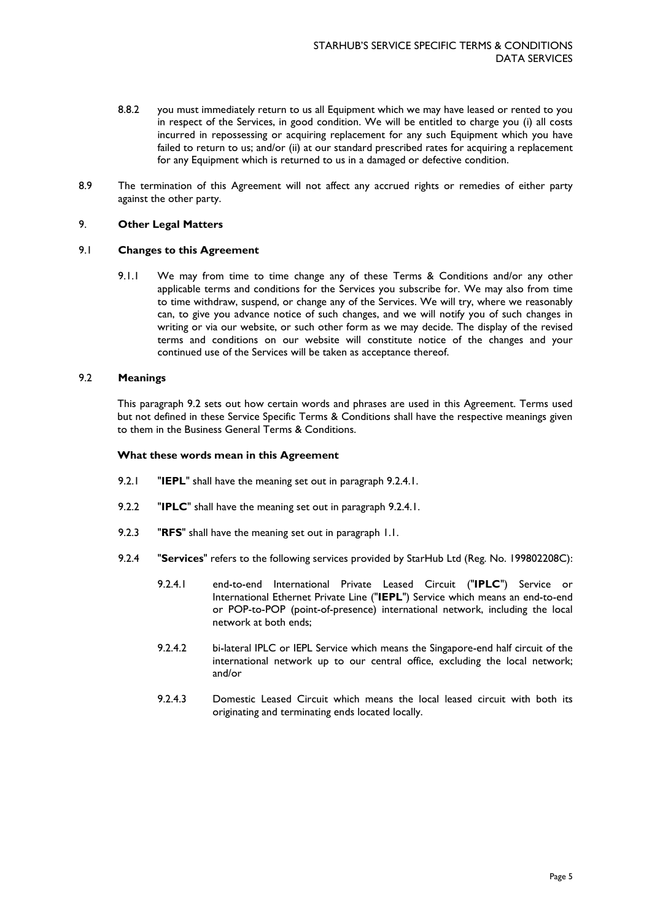8.8.2 you must immediately return to us all Equipment which we may have leased or rented to you in respect of the Services, in good condition. We will be entitled to charge you (i) all costs incurred in repossessing or acquiring replacement for any such Equipment which you have failed to return to us; and/or (ii) at our standard prescribed rates for acquiring a replacement for any Equipment which is returned to us in a damaged or defective condition.

8.9 The termination of this Agreement will not affect any accrued rights or remedies of either party against the other party.

## 9. Other Legal Matters

### 9.1 Changes to this Agreement

9.1.1 We may from time to time change any of these Terms & Conditions and/or any other applicable terms and conditions for the Services you subscribe for. We may also from time to time withdraw, suspend, or change any of the Services. We will try, where we reasonably can, to give you advance notice of such changes, and we will notify you of such changes in writing or via our website, or such other form as we may decide. The display of the revised terms and conditions on our website will constitute notice of the changes and your continued use of the Services will be taken as acceptance thereof.

### 9.2 Meanings

This paragraph 9.2 sets out how certain words and phrases are used in this Agreement. Terms used but not defined in these Service Specific Terms & Conditions shall have the respective meanings given to them in the Business General Terms & Conditions.

**What these words mean in this Agreement**

9.2.1 "**IEPL**" shall have the meaning set out in paragraph 9.2.4.1.

9.2.2 "**IPLC**" shall have the meaning set out in paragraph 9.2.4.1.

9.2.3 "**RFS**" shall have the meaning set out in paragraph 1.1.

9.2.4 "**Services**" refers to the following services provided by StarHub Ltd (Reg. No. 199802208C):

9.2.4.1 end-to-end International Private Leased Circuit ("**IPLC**") Service or International Ethernet Private Line ("**IEPL**") Service which means an end-to-end or POP-to-POP (point-of-presence) international network, including the local network at both ends;

9.2.4.2 bi-lateral IPLC or IEPL Service which means the Singapore-end half circuit of the international network up to our central office, excluding the local network; and/or

9.2.4.3 Domestic Leased Circuit which means the local leased circuit with both its originating and terminating ends located locally.